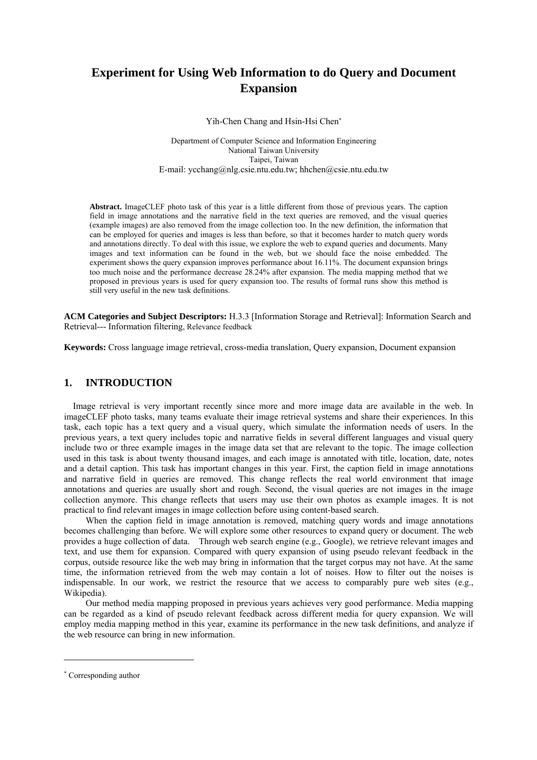# Experiment for Using Web Information to do Query and Document Expansion

Yih-Chen Chang and Hsin-Hsi Chen[*]

Department of Computer Science and Information Engineering
National Taiwan University
Taipei, Taiwan
E-mail: ycchang@nlg.csie.ntu.edu.tw; hhchen@csie.ntu.edu.tw

**Abstract.** ImageCLEF photo task of this year is a little different from those of previous years. The caption field in image annotations and the narrative field in the text queries are removed, and the visual queries (example images) are also removed from the image collection too. In the new definition, the information that can be employed for queries and images is less than before, so that it becomes harder to match query words and annotations directly. To deal with this issue, we explore the web to expand queries and documents. Many images and text information can be found in the web, but we should face the noise embedded. The experiment shows the query expansion improves performance about 16.11%. The document expansion brings too much noise and the performance decrease 28.24% after expansion. The media mapping method that we proposed in previous years is used for query expansion too. The results of formal runs show this method is still very useful in the new task definitions.

**ACM Categories and Subject Descriptors:** H.3.3 [Information Storage and Retrieval]: Information Search and Retrieval--- Information filtering, Relevance feedback

**Keywords:** Cross language image retrieval, cross-media translation, Query expansion, Document expansion

## 1. INTRODUCTION

Image retrieval is very important recently since more and more image data are available in the web. In imageCLEF photo tasks, many teams evaluate their image retrieval systems and share their experiences. In this task, each topic has a text query and a visual query, which simulate the information needs of users. In the previous years, a text query includes topic and narrative fields in several different languages and visual query include two or three example images in the image data set that are relevant to the topic. The image collection used in this task is about twenty thousand images, and each image is annotated with title, location, date, notes and a detail caption. This task has important changes in this year. First, the caption field in image annotations and narrative field in queries are removed. This change reflects the real world environment that image annotations and queries are usually short and rough. Second, the visual queries are not images in the image collection anymore. This change reflects that users may use their own photos as example images. It is not practical to find relevant images in image collection before using content-based search.

When the caption field in image annotation is removed, matching query words and image annotations becomes challenging than before. We will explore some other resources to expand query or document. The web provides a huge collection of data. Through web search engine (e.g., Google), we retrieve relevant images and text, and use them for expansion. Compared with query expansion of using pseudo relevant feedback in the corpus, outside resource like the web may bring in information that the target corpus may not have. At the same time, the information retrieved from the web may contain a lot of noises. How to filter out the noises is indispensable. In our work, we restrict the resource that we access to comparably pure web sites (e.g., Wikipedia).

Our method media mapping proposed in previous years achieves very good performance. Media mapping can be regarded as a kind of pseudo relevant feedback across different media for query expansion. We will employ media mapping method in this year, examine its performance in the new task definitions, and analyze if the web resource can bring in new information.

---

[*] Corresponding author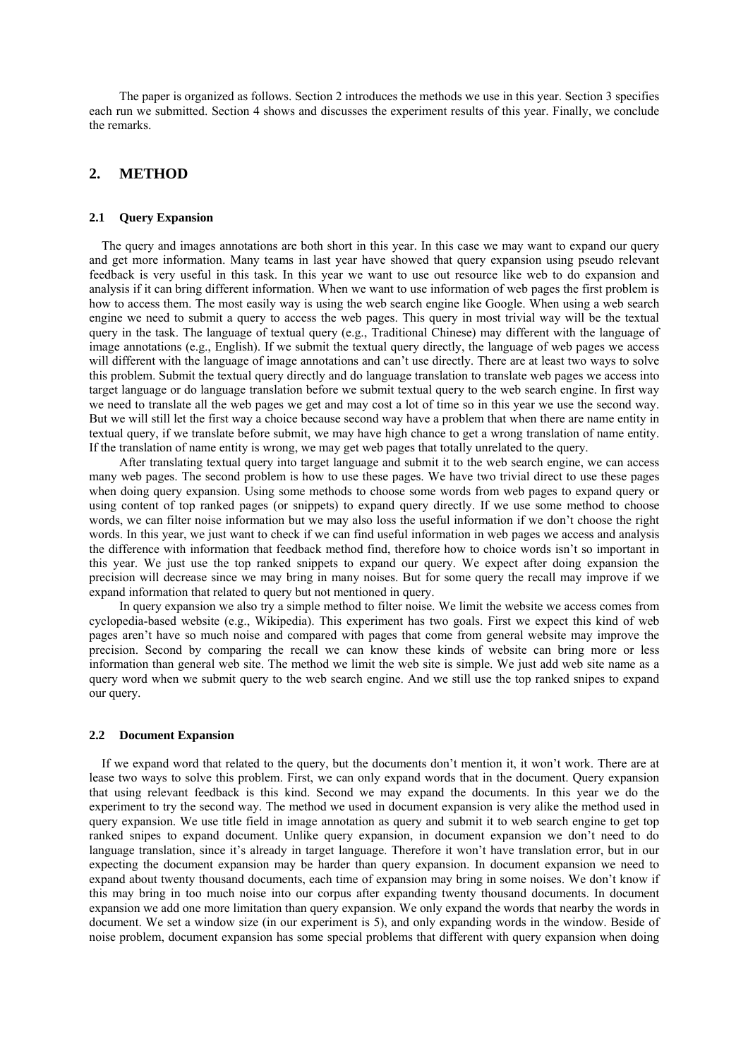The paper is organized as follows. Section 2 introduces the methods we use in this year. Section 3 specifies each run we submitted. Section 4 shows and discusses the experiment results of this year. Finally, we conclude the remarks.

## 2. METHOD

### 2.1 Query Expansion

The query and images annotations are both short in this year. In this case we may want to expand our query and get more information. Many teams in last year have showed that query expansion using pseudo relevant feedback is very useful in this task. In this year we want to use out resource like web to do expansion and analysis if it can bring different information. When we want to use information of web pages the first problem is how to access them. The most easily way is using the web search engine like Google. When using a web search engine we need to submit a query to access the web pages. This query in most trivial way will be the textual query in the task. The language of textual query (e.g., Traditional Chinese) may different with the language of image annotations (e.g., English). If we submit the textual query directly, the language of web pages we access will different with the language of image annotations and can't use directly. There are at least two ways to solve this problem. Submit the textual query directly and do language translation to translate web pages we access into target language or do language translation before we submit textual query to the web search engine. In first way we need to translate all the web pages we get and may cost a lot of time so in this year we use the second way. But we will still let the first way a choice because second way have a problem that when there are name entity in textual query, if we translate before submit, we may have high chance to get a wrong translation of name entity. If the translation of name entity is wrong, we may get web pages that totally unrelated to the query.

After translating textual query into target language and submit it to the web search engine, we can access many web pages. The second problem is how to use these pages. We have two trivial direct to use these pages when doing query expansion. Using some methods to choose some words from web pages to expand query or using content of top ranked pages (or snippets) to expand query directly. If we use some method to choose words, we can filter noise information but we may also loss the useful information if we don't choose the right words. In this year, we just want to check if we can find useful information in web pages we access and analysis the difference with information that feedback method find, therefore how to choice words isn't so important in this year. We just use the top ranked snippets to expand our query. We expect after doing expansion the precision will decrease since we may bring in many noises. But for some query the recall may improve if we expand information that related to query but not mentioned in query.

In query expansion we also try a simple method to filter noise. We limit the website we access comes from cyclopedia-based website (e.g., Wikipedia). This experiment has two goals. First we expect this kind of web pages aren't have so much noise and compared with pages that come from general website may improve the precision. Second by comparing the recall we can know these kinds of website can bring more or less information than general web site. The method we limit the web site is simple. We just add web site name as a query word when we submit query to the web search engine. And we still use the top ranked snipes to expand our query.

### 2.2 Document Expansion

If we expand word that related to the query, but the documents don't mention it, it won't work. There are at lease two ways to solve this problem. First, we can only expand words that in the document. Query expansion that using relevant feedback is this kind. Second we may expand the documents. In this year we do the experiment to try the second way. The method we used in document expansion is very alike the method used in query expansion. We use title field in image annotation as query and submit it to web search engine to get top ranked snipes to expand document. Unlike query expansion, in document expansion we don't need to do language translation, since it's already in target language. Therefore it won't have translation error, but in our expecting the document expansion may be harder than query expansion. In document expansion we need to expand about twenty thousand documents, each time of expansion may bring in some noises. We don't know if this may bring in too much noise into our corpus after expanding twenty thousand documents. In document expansion we add one more limitation than query expansion. We only expand the words that nearby the words in document. We set a window size (in our experiment is 5), and only expanding words in the window. Beside of noise problem, document expansion has some special problems that different with query expansion when doing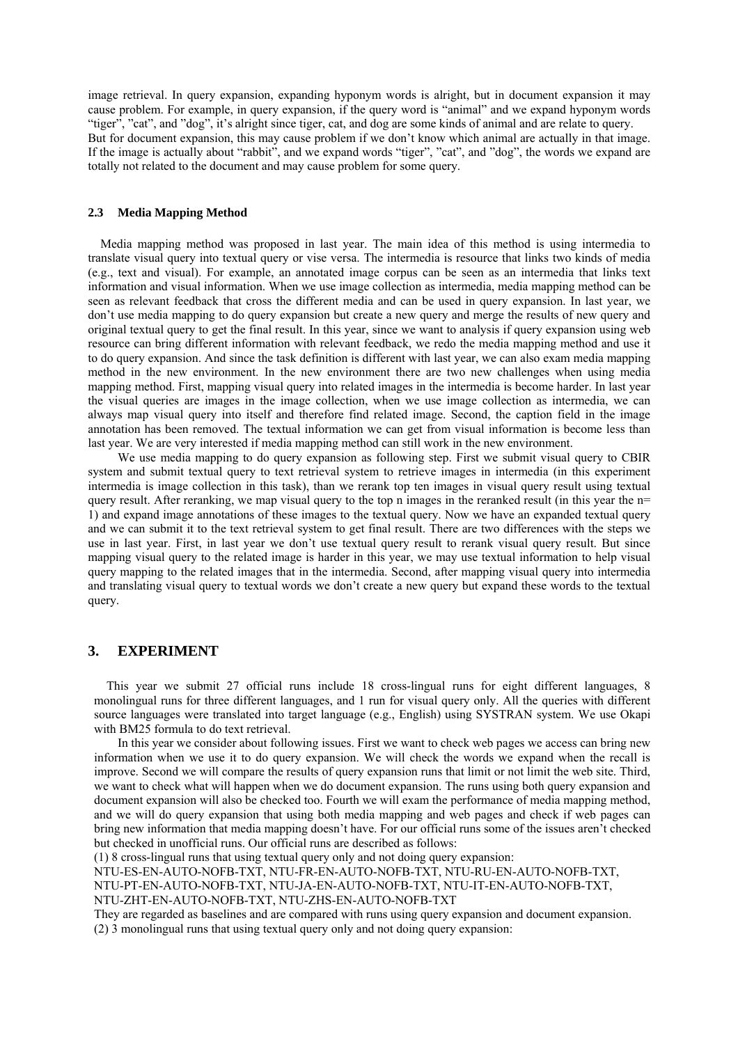image retrieval. In query expansion, expanding hyponym words is alright, but in document expansion it may cause problem. For example, in query expansion, if the query word is "animal" and we expand hyponym words "tiger", "cat", and "dog", it's alright since tiger, cat, and dog are some kinds of animal and are relate to query. But for document expansion, this may cause problem if we don't know which animal are actually in that image. If the image is actually about "rabbit", and we expand words "tiger", "cat", and "dog", the words we expand are totally not related to the document and may cause problem for some query.

### 2.3 Media Mapping Method

Media mapping method was proposed in last year. The main idea of this method is using intermedia to translate visual query into textual query or vise versa. The intermedia is resource that links two kinds of media (e.g., text and visual). For example, an annotated image corpus can be seen as an intermedia that links text information and visual information. When we use image collection as intermedia, media mapping method can be seen as relevant feedback that cross the different media and can be used in query expansion. In last year, we don't use media mapping to do query expansion but create a new query and merge the results of new query and original textual query to get the final result. In this year, since we want to analysis if query expansion using web resource can bring different information with relevant feedback, we redo the media mapping method and use it to do query expansion. And since the task definition is different with last year, we can also exam media mapping method in the new environment. In the new environment there are two new challenges when using media mapping method. First, mapping visual query into related images in the intermedia is become harder. In last year the visual queries are images in the image collection, when we use image collection as intermedia, we can always map visual query into itself and therefore find related image. Second, the caption field in the image annotation has been removed. The textual information we can get from visual information is become less than last year. We are very interested if media mapping method can still work in the new environment.

We use media mapping to do query expansion as following step. First we submit visual query to CBIR system and submit textual query to text retrieval system to retrieve images in intermedia (in this experiment intermedia is image collection in this task), than we rerank top ten images in visual query result using textual query result. After reranking, we map visual query to the top n images in the reranked result (in this year the n= 1) and expand image annotations of these images to the textual query. Now we have an expanded textual query and we can submit it to the text retrieval system to get final result. There are two differences with the steps we use in last year. First, in last year we don't use textual query result to rerank visual query result. But since mapping visual query to the related image is harder in this year, we may use textual information to help visual query mapping to the related images that in the intermedia. Second, after mapping visual query into intermedia and translating visual query to textual words we don't create a new query but expand these words to the textual query.

## 3. EXPERIMENT

This year we submit 27 official runs include 18 cross-lingual runs for eight different languages, 8 monolingual runs for three different languages, and 1 run for visual query only. All the queries with different source languages were translated into target language (e.g., English) using SYSTRAN system. We use Okapi with BM25 formula to do text retrieval.

In this year we consider about following issues. First we want to check web pages we access can bring new information when we use it to do query expansion. We will check the words we expand when the recall is improve. Second we will compare the results of query expansion runs that limit or not limit the web site. Third, we want to check what will happen when we do document expansion. The runs using both query expansion and document expansion will also be checked too. Fourth we will exam the performance of media mapping method, and we will do query expansion that using both media mapping and web pages and check if web pages can bring new information that media mapping doesn't have. For our official runs some of the issues aren't checked but checked in unofficial runs. Our official runs are described as follows:

(1) 8 cross-lingual runs that using textual query only and not doing query expansion:
NTU-ES-EN-AUTO-NOFB-TXT, NTU-FR-EN-AUTO-NOFB-TXT, NTU-RU-EN-AUTO-NOFB-TXT, NTU-PT-EN-AUTO-NOFB-TXT, NTU-JA-EN-AUTO-NOFB-TXT, NTU-IT-EN-AUTO-NOFB-TXT, NTU-ZHT-EN-AUTO-NOFB-TXT, NTU-ZHS-EN-AUTO-NOFB-TXT
They are regarded as baselines and are compared with runs using query expansion and document expansion.

(2) 3 monolingual runs that using textual query only and not doing query expansion: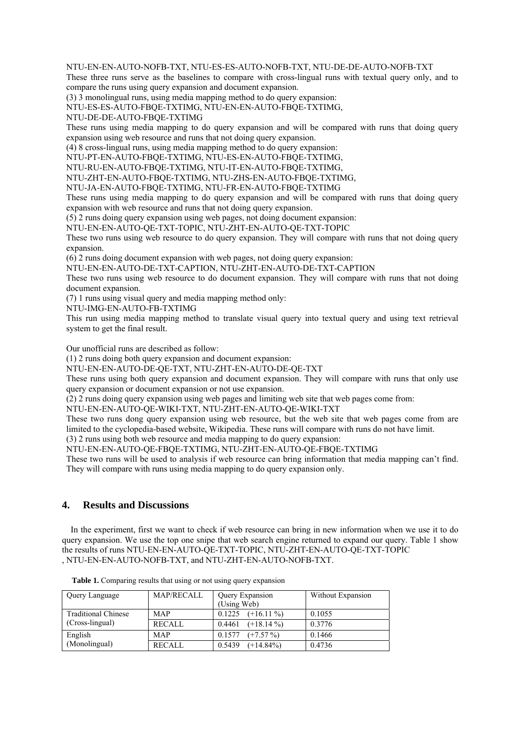NTU-EN-EN-AUTO-NOFB-TXT, NTU-ES-ES-AUTO-NOFB-TXT, NTU-DE-DE-AUTO-NOFB-TXT

These three runs serve as the baselines to compare with cross-lingual runs with textual query only, and to compare the runs using query expansion and document expansion.

(3) 3 monolingual runs, using media mapping method to do query expansion:

NTU-ES-ES-AUTO-FBQE-TXTIMG, NTU-EN-EN-AUTO-FBQE-TXTIMG,

NTU-DE-DE-AUTO-FBQE-TXTIMG

These runs using media mapping to do query expansion and will be compared with runs that doing query expansion using web resource and runs that not doing query expansion.

(4) 8 cross-lingual runs, using media mapping method to do query expansion:

NTU-PT-EN-AUTO-FBQE-TXTIMG, NTU-ES-EN-AUTO-FBQE-TXTIMG,

NTU-RU-EN-AUTO-FBQE-TXTIMG, NTU-IT-EN-AUTO-FBQE-TXTIMG,

NTU-ZHT-EN-AUTO-FBQE-TXTIMG, NTU-ZHS-EN-AUTO-FBQE-TXTIMG,

NTU-JA-EN-AUTO-FBQE-TXTIMG, NTU-FR-EN-AUTO-FBQE-TXTIMG

These runs using media mapping to do query expansion and will be compared with runs that doing query expansion with web resource and runs that not doing query expansion.

(5) 2 runs doing query expansion using web pages, not doing document expansion:

NTU-EN-EN-AUTO-QE-TXT-TOPIC, NTU-ZHT-EN-AUTO-QE-TXT-TOPIC

These two runs using web resource to do query expansion. They will compare with runs that not doing query expansion.

(6) 2 runs doing document expansion with web pages, not doing query expansion:

NTU-EN-EN-AUTO-DE-TXT-CAPTION, NTU-ZHT-EN-AUTO-DE-TXT-CAPTION

These two runs using web resource to do document expansion. They will compare with runs that not doing document expansion.

(7) 1 runs using visual query and media mapping method only:

NTU-IMG-EN-AUTO-FB-TXTIMG

This run using media mapping method to translate visual query into textual query and using text retrieval system to get the final result.

Our unofficial runs are described as follow:

(1) 2 runs doing both query expansion and document expansion:

NTU-EN-EN-AUTO-DE-QE-TXT, NTU-ZHT-EN-AUTO-DE-QE-TXT

These runs using both query expansion and document expansion. They will compare with runs that only use query expansion or document expansion or not use expansion.

(2) 2 runs doing query expansion using web pages and limiting web site that web pages come from:

NTU-EN-EN-AUTO-QE-WIKI-TXT, NTU-ZHT-EN-AUTO-QE-WIKI-TXT

These two runs dong query expansion using web resource, but the web site that web pages come from are limited to the cyclopedia-based website, Wikipedia. These runs will compare with runs do not have limit.

(3) 2 runs using both web resource and media mapping to do query expansion:

NTU-EN-EN-AUTO-QE-FBQE-TXTIMG, NTU-ZHT-EN-AUTO-QE-FBQE-TXTIMG

These two runs will be used to analysis if web resource can bring information that media mapping can't find. They will compare with runs using media mapping to do query expansion only.

## 4. Results and Discussions

In the experiment, first we want to check if web resource can bring in new information when we use it to do query expansion. We use the top one snipe that web search engine returned to expand our query. Table 1 show the results of runs NTU-EN-EN-AUTO-QE-TXT-TOPIC, NTU-ZHT-EN-AUTO-QE-TXT-TOPIC , NTU-EN-EN-AUTO-NOFB-TXT, and NTU-ZHT-EN-AUTO-NOFB-TXT.

**Table 1.** Comparing results that using or not using query expansion

| Query Language | MAP/RECALL | Query Expansion (Using Web) | Without Expansion |
|---|---|---|---|
| Traditional Chinese (Cross-lingual) | MAP | 0.1225 (+16.11 %) | 0.1055 |
| | RECALL | 0.4461 (+18.14 %) | 0.3776 |
| English (Monolingual) | MAP | 0.1577 (+7.57 %) | 0.1466 |
| | RECALL | 0.5439 (+14.84%) | 0.4736 |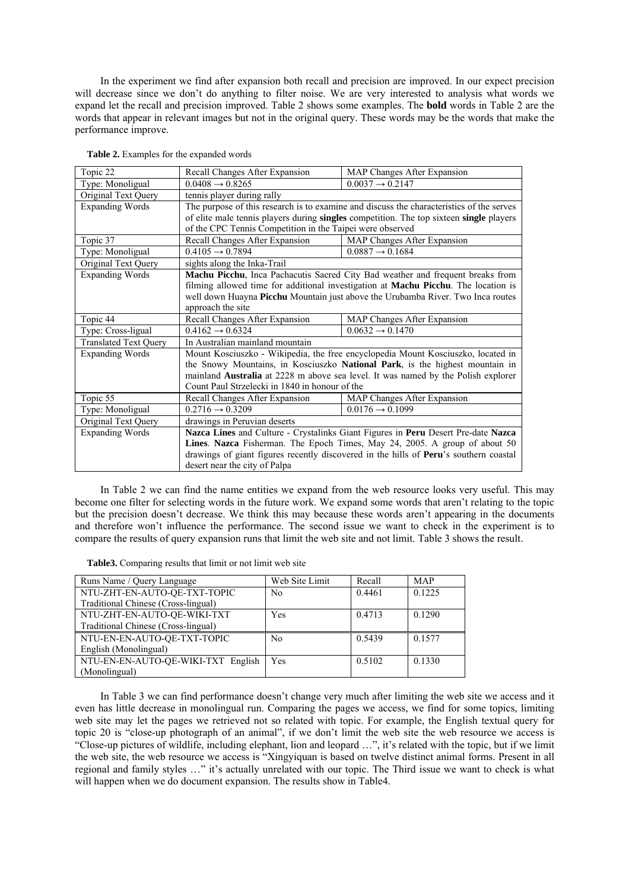In the experiment we find after expansion both recall and precision are improved. In our expect precision will decrease since we don't do anything to filter noise. We are very interested to analysis what words we expand let the recall and precision improved. Table 2 shows some examples. The **bold** words in Table 2 are the words that appear in relevant images but not in the original query. These words may be the words that make the performance improve.

**Table 2.** Examples for the expanded words

| Topic 22 | Recall Changes After Expansion | MAP Changes After Expansion |
|---|---|---|
| Type: Monoligual | 0.0408 → 0.8265 | 0.0037 → 0.2147 |
| Original Text Query | tennis player during rally | |
| Expanding Words | The purpose of this research is to examine and discuss the characteristics of the serves of elite male tennis players during **singles** competition. The top sixteen **single** players of the CPC Tennis Competition in the Taipei were observed | |
| Topic 37 | Recall Changes After Expansion | MAP Changes After Expansion |
| Type: Monoligual | 0.4105 → 0.7894 | 0.0887 → 0.1684 |
| Original Text Query | sights along the Inka-Trail | |
| Expanding Words | **Machu Picchu**, Inca Pachacutis Sacred City Bad weather and frequent breaks from filming allowed time for additional investigation at **Machu Picchu**. The location is well down Huayna **Picchu** Mountain just above the Urubamba River. Two Inca routes approach the site | |
| Topic 44 | Recall Changes After Expansion | MAP Changes After Expansion |
| Type: Cross-ligual | 0.4162 → 0.6324 | 0.0632 → 0.1470 |
| Translated Text Query | In Australian mainland mountain | |
| Expanding Words | Mount Kosciuszko - Wikipedia, the free encyclopedia Mount Kosciuszko, located in the Snowy Mountains, in Kosciuszko **National Park**, is the highest mountain in mainland **Australia** at 2228 m above sea level. It was named by the Polish explorer Count Paul Strzelecki in 1840 in honour of the | |
| Topic 55 | Recall Changes After Expansion | MAP Changes After Expansion |
| Type: Monoligual | 0.2716 → 0.3209 | 0.0176 → 0.1099 |
| Original Text Query | drawings in Peruvian deserts | |
| Expanding Words | **Nazca Lines** and Culture - Crystalinks Giant Figures in **Peru** Desert Pre-date **Nazca Lines**. **Nazca** Fisherman. The Epoch Times, May 24, 2005. A group of about 50 drawings of giant figures recently discovered in the hills of **Peru**'s southern coastal desert near the city of Palpa | |

In Table 2 we can find the name entities we expand from the web resource looks very useful. This may become one filter for selecting words in the future work. We expand some words that aren't relating to the topic but the precision doesn't decrease. We think this may because these words aren't appearing in the documents and therefore won't influence the performance. The second issue we want to check in the experiment is to compare the results of query expansion runs that limit the web site and not limit. Table 3 shows the result.

**Table3.** Comparing results that limit or not limit web site

| Runs Name / Query Language | Web Site Limit | Recall | MAP |
|---|---|---|---|
| NTU-ZHT-EN-AUTO-QE-TXT-TOPIC Traditional Chinese (Cross-lingual) | No | 0.4461 | 0.1225 |
| NTU-ZHT-EN-AUTO-QE-WIKI-TXT Traditional Chinese (Cross-lingual) | Yes | 0.4713 | 0.1290 |
| NTU-EN-EN-AUTO-QE-TXT-TOPIC English (Monolingual) | No | 0.5439 | 0.1577 |
| NTU-EN-EN-AUTO-QE-WIKI-TXT English (Monolingual) | Yes | 0.5102 | 0.1330 |

In Table 3 we can find performance doesn't change very much after limiting the web site we access and it even has little decrease in monolingual run. Comparing the pages we access, we find for some topics, limiting web site may let the pages we retrieved not so related with topic. For example, the English textual query for topic 20 is "close-up photograph of an animal", if we don't limit the web site the web resource we access is "Close-up pictures of wildlife, including elephant, lion and leopard …", it's related with the topic, but if we limit the web site, the web resource we access is "Xingyiquan is based on twelve distinct animal forms. Present in all regional and family styles …" it's actually unrelated with our topic. The Third issue we want to check is what will happen when we do document expansion. The results show in Table4.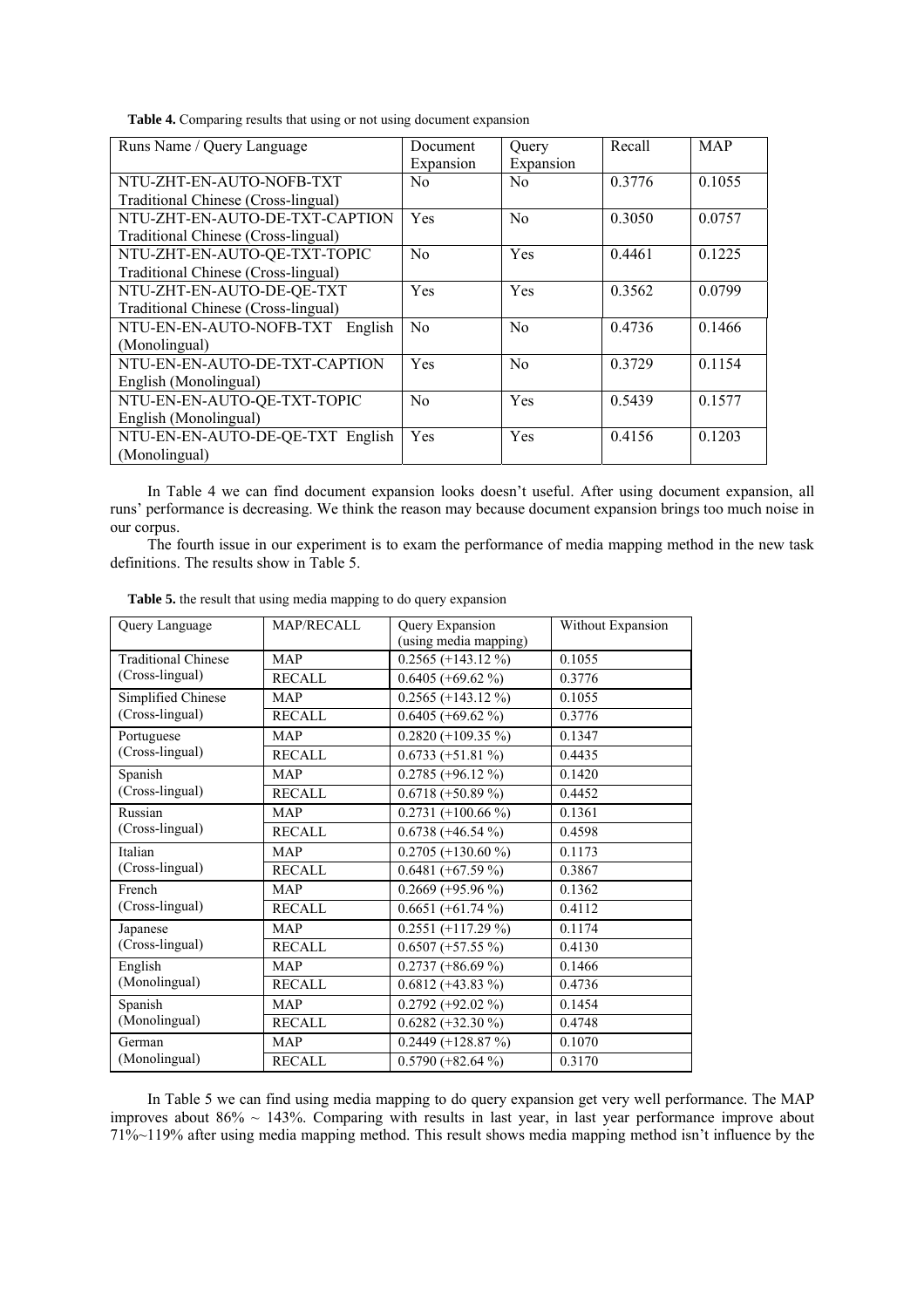**Table 4.** Comparing results that using or not using document expansion

| Runs Name / Query Language | Document Expansion | Query Expansion | Recall | MAP |
|---|---|---|---|---|
| NTU-ZHT-EN-AUTO-NOFB-TXT Traditional Chinese (Cross-lingual) | No | No | 0.3776 | 0.1055 |
| NTU-ZHT-EN-AUTO-DE-TXT-CAPTION Traditional Chinese (Cross-lingual) | Yes | No | 0.3050 | 0.0757 |
| NTU-ZHT-EN-AUTO-QE-TXT-TOPIC Traditional Chinese (Cross-lingual) | No | Yes | 0.4461 | 0.1225 |
| NTU-ZHT-EN-AUTO-DE-QE-TXT Traditional Chinese (Cross-lingual) | Yes | Yes | 0.3562 | 0.0799 |
| NTU-EN-EN-AUTO-NOFB-TXT English (Monolingual) | No | No | 0.4736 | 0.1466 |
| NTU-EN-EN-AUTO-DE-TXT-CAPTION English (Monolingual) | Yes | No | 0.3729 | 0.1154 |
| NTU-EN-EN-AUTO-QE-TXT-TOPIC English (Monolingual) | No | Yes | 0.5439 | 0.1577 |
| NTU-EN-EN-AUTO-DE-QE-TXT English (Monolingual) | Yes | Yes | 0.4156 | 0.1203 |

In Table 4 we can find document expansion looks doesn't useful. After using document expansion, all runs' performance is decreasing. We think the reason may because document expansion brings too much noise in our corpus.

The fourth issue in our experiment is to exam the performance of media mapping method in the new task definitions. The results show in Table 5.

**Table 5.** the result that using media mapping to do query expansion

| Query Language | MAP/RECALL | Query Expansion (using media mapping) | Without Expansion |
|---|---|---|---|
| Traditional Chinese (Cross-lingual) | MAP | 0.2565 (+143.12 %) | 0.1055 |
| | RECALL | 0.6405 (+69.62 %) | 0.3776 |
| Simplified Chinese (Cross-lingual) | MAP | 0.2565 (+143.12 %) | 0.1055 |
| | RECALL | 0.6405 (+69.62 %) | 0.3776 |
| Portuguese (Cross-lingual) | MAP | 0.2820 (+109.35 %) | 0.1347 |
| | RECALL | 0.6733 (+51.81 %) | 0.4435 |
| Spanish (Cross-lingual) | MAP | 0.2785 (+96.12 %) | 0.1420 |
| | RECALL | 0.6718 (+50.89 %) | 0.4452 |
| Russian (Cross-lingual) | MAP | 0.2731 (+100.66 %) | 0.1361 |
| | RECALL | 0.6738 (+46.54 %) | 0.4598 |
| Italian (Cross-lingual) | MAP | 0.2705 (+130.60 %) | 0.1173 |
| | RECALL | 0.6481 (+67.59 %) | 0.3867 |
| French (Cross-lingual) | MAP | 0.2669 (+95.96 %) | 0.1362 |
| | RECALL | 0.6651 (+61.74 %) | 0.4112 |
| Japanese (Cross-lingual) | MAP | 0.2551 (+117.29 %) | 0.1174 |
| | RECALL | 0.6507 (+57.55 %) | 0.4130 |
| English (Monolingual) | MAP | 0.2737 (+86.69 %) | 0.1466 |
| | RECALL | 0.6812 (+43.83 %) | 0.4736 |
| Spanish (Monolingual) | MAP | 0.2792 (+92.02 %) | 0.1454 |
| | RECALL | 0.6282 (+32.30 %) | 0.4748 |
| German (Monolingual) | MAP | 0.2449 (+128.87 %) | 0.1070 |
| | RECALL | 0.5790 (+82.64 %) | 0.3170 |

In Table 5 we can find using media mapping to do query expansion get very well performance. The MAP improves about 86% ~ 143%. Comparing with results in last year, in last year performance improve about 71%~119% after using media mapping method. This result shows media mapping method isn't influence by the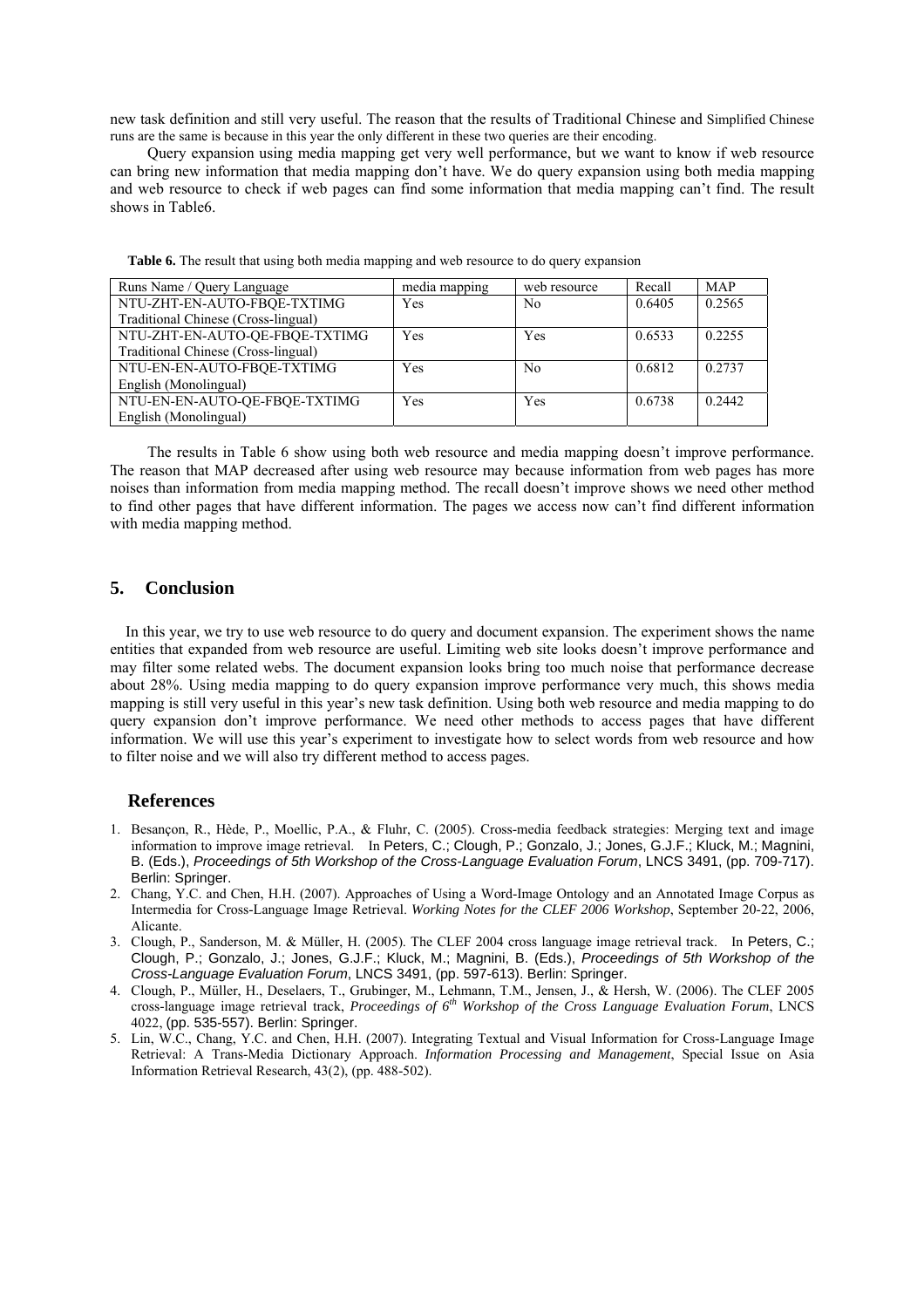new task definition and still very useful. The reason that the results of Traditional Chinese and Simplified Chinese runs are the same is because in this year the only different in these two queries are their encoding.

Query expansion using media mapping get very well performance, but we want to know if web resource can bring new information that media mapping don't have. We do query expansion using both media mapping and web resource to check if web pages can find some information that media mapping can't find. The result shows in Table6.

**Table 6.** The result that using both media mapping and web resource to do query expansion

| Runs Name / Query Language | media mapping | web resource | Recall | MAP |
|---|---|---|---|---|
| NTU-ZHT-EN-AUTO-FBQE-TXTIMG Traditional Chinese (Cross-lingual) | Yes | No | 0.6405 | 0.2565 |
| NTU-ZHT-EN-AUTO-QE-FBQE-TXTIMG Traditional Chinese (Cross-lingual) | Yes | Yes | 0.6533 | 0.2255 |
| NTU-EN-EN-AUTO-FBQE-TXTIMG English (Monolingual) | Yes | No | 0.6812 | 0.2737 |
| NTU-EN-EN-AUTO-QE-FBQE-TXTIMG English (Monolingual) | Yes | Yes | 0.6738 | 0.2442 |

The results in Table 6 show using both web resource and media mapping doesn't improve performance. The reason that MAP decreased after using web resource may because information from web pages has more noises than information from media mapping method. The recall doesn't improve shows we need other method to find other pages that have different information. The pages we access now can't find different information with media mapping method.

## 5. Conclusion

In this year, we try to use web resource to do query and document expansion. The experiment shows the name entities that expanded from web resource are useful. Limiting web site looks doesn't improve performance and may filter some related webs. The document expansion looks bring too much noise that performance decrease about 28%. Using media mapping to do query expansion improve performance very much, this shows media mapping is still very useful in this year's new task definition. Using both web resource and media mapping to do query expansion don't improve performance. We need other methods to access pages that have different information. We will use this year's experiment to investigate how to select words from web resource and how to filter noise and we will also try different method to access pages.

## References

1. Besançon, R., Hède, P., Moellic, P.A., & Fluhr, C. (2005). Cross-media feedback strategies: Merging text and image information to improve image retrieval. In Peters, C.; Clough, P.; Gonzalo, J.; Jones, G.J.F.; Kluck, M.; Magnini, B. (Eds.), *Proceedings of 5th Workshop of the Cross-Language Evaluation Forum*, LNCS 3491, (pp. 709-717). Berlin: Springer.
2. Chang, Y.C. and Chen, H.H. (2007). Approaches of Using a Word-Image Ontology and an Annotated Image Corpus as Intermedia for Cross-Language Image Retrieval. *Working Notes for the CLEF 2006 Workshop*, September 20-22, 2006, Alicante.
3. Clough, P., Sanderson, M. & Müller, H. (2005). The CLEF 2004 cross language image retrieval track. In Peters, C.; Clough, P.; Gonzalo, J.; Jones, G.J.F.; Kluck, M.; Magnini, B. (Eds.), *Proceedings of 5th Workshop of the Cross-Language Evaluation Forum*, LNCS 3491, (pp. 597-613). Berlin: Springer.
4. Clough, P., Müller, H., Deselaers, T., Grubinger, M., Lehmann, T.M., Jensen, J., & Hersh, W. (2006). The CLEF 2005 cross-language image retrieval track, *Proceedings of 6th Workshop of the Cross Language Evaluation Forum*, LNCS 4022, (pp. 535-557). Berlin: Springer.
5. Lin, W.C., Chang, Y.C. and Chen, H.H. (2007). Integrating Textual and Visual Information for Cross-Language Image Retrieval: A Trans-Media Dictionary Approach. *Information Processing and Management*, Special Issue on Asia Information Retrieval Research, 43(2), (pp. 488-502).